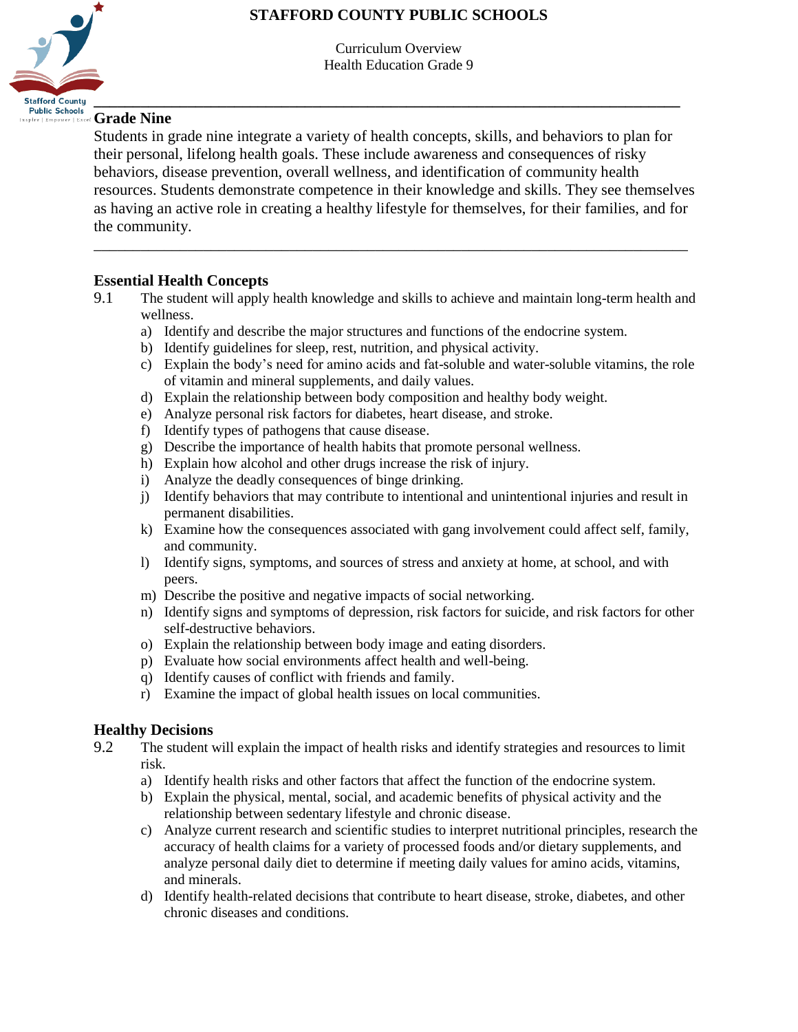# STAFFORD COUNTY PUBLIC SCHOOLS

Curriculum Overview
Health Education Grade 9

## Grade Nine

Students in grade nine integrate a variety of health concepts, skills, and behaviors to plan for their personal, lifelong health goals. These include awareness and consequences of risky behaviors, disease prevention, overall wellness, and identification of community health resources. Students demonstrate competence in their knowledge and skills. They see themselves as having an active role in creating a healthy lifestyle for themselves, for their families, and for the community.

---

### Essential Health Concepts

9.1 The student will apply health knowledge and skills to achieve and maintain long-term health and wellness.

- a) Identify and describe the major structures and functions of the endocrine system.
- b) Identify guidelines for sleep, rest, nutrition, and physical activity.
- c) Explain the body's need for amino acids and fat-soluble and water-soluble vitamins, the role of vitamin and mineral supplements, and daily values.
- d) Explain the relationship between body composition and healthy body weight.
- e) Analyze personal risk factors for diabetes, heart disease, and stroke.
- f) Identify types of pathogens that cause disease.
- g) Describe the importance of health habits that promote personal wellness.
- h) Explain how alcohol and other drugs increase the risk of injury.
- i) Analyze the deadly consequences of binge drinking.
- j) Identify behaviors that may contribute to intentional and unintentional injuries and result in permanent disabilities.
- k) Examine how the consequences associated with gang involvement could affect self, family, and community.
- l) Identify signs, symptoms, and sources of stress and anxiety at home, at school, and with peers.
- m) Describe the positive and negative impacts of social networking.
- n) Identify signs and symptoms of depression, risk factors for suicide, and risk factors for other self-destructive behaviors.
- o) Explain the relationship between body image and eating disorders.
- p) Evaluate how social environments affect health and well-being.
- q) Identify causes of conflict with friends and family.
- r) Examine the impact of global health issues on local communities.

### Healthy Decisions

9.2 The student will explain the impact of health risks and identify strategies and resources to limit risk.

- a) Identify health risks and other factors that affect the function of the endocrine system.
- b) Explain the physical, mental, social, and academic benefits of physical activity and the relationship between sedentary lifestyle and chronic disease.
- c) Analyze current research and scientific studies to interpret nutritional principles, research the accuracy of health claims for a variety of processed foods and/or dietary supplements, and analyze personal daily diet to determine if meeting daily values for amino acids, vitamins, and minerals.
- d) Identify health-related decisions that contribute to heart disease, stroke, diabetes, and other chronic diseases and conditions.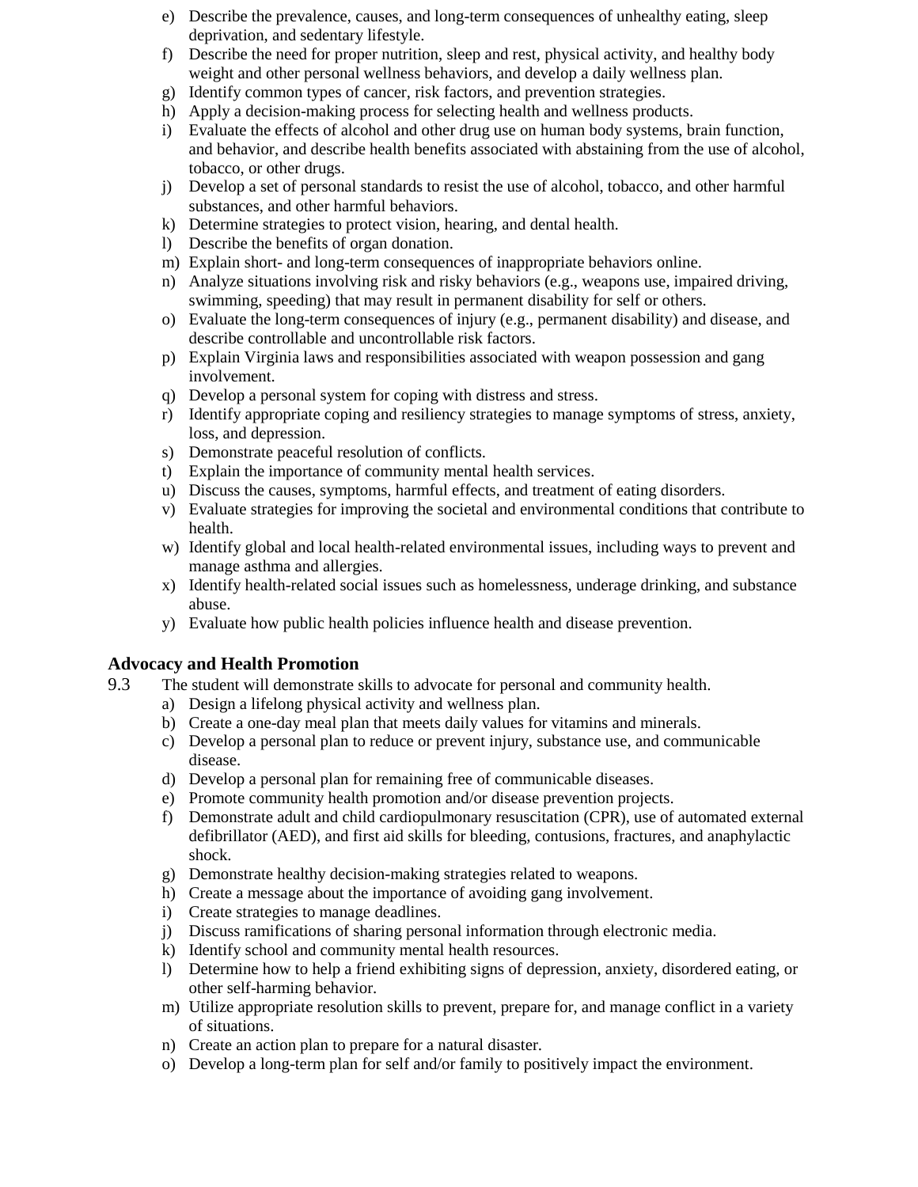e) Describe the prevalence, causes, and long-term consequences of unhealthy eating, sleep deprivation, and sedentary lifestyle.
f) Describe the need for proper nutrition, sleep and rest, physical activity, and healthy body weight and other personal wellness behaviors, and develop a daily wellness plan.
g) Identify common types of cancer, risk factors, and prevention strategies.
h) Apply a decision-making process for selecting health and wellness products.
i) Evaluate the effects of alcohol and other drug use on human body systems, brain function, and behavior, and describe health benefits associated with abstaining from the use of alcohol, tobacco, or other drugs.
j) Develop a set of personal standards to resist the use of alcohol, tobacco, and other harmful substances, and other harmful behaviors.
k) Determine strategies to protect vision, hearing, and dental health.
l) Describe the benefits of organ donation.
m) Explain short- and long-term consequences of inappropriate behaviors online.
n) Analyze situations involving risk and risky behaviors (e.g., weapons use, impaired driving, swimming, speeding) that may result in permanent disability for self or others.
o) Evaluate the long-term consequences of injury (e.g., permanent disability) and disease, and describe controllable and uncontrollable risk factors.
p) Explain Virginia laws and responsibilities associated with weapon possession and gang involvement.
q) Develop a personal system for coping with distress and stress.
r) Identify appropriate coping and resiliency strategies to manage symptoms of stress, anxiety, loss, and depression.
s) Demonstrate peaceful resolution of conflicts.
t) Explain the importance of community mental health services.
u) Discuss the causes, symptoms, harmful effects, and treatment of eating disorders.
v) Evaluate strategies for improving the societal and environmental conditions that contribute to health.
w) Identify global and local health-related environmental issues, including ways to prevent and manage asthma and allergies.
x) Identify health-related social issues such as homelessness, underage drinking, and substance abuse.
y) Evaluate how public health policies influence health and disease prevention.

## Advocacy and Health Promotion

9.3 The student will demonstrate skills to advocate for personal and community health.

a) Design a lifelong physical activity and wellness plan.
b) Create a one-day meal plan that meets daily values for vitamins and minerals.
c) Develop a personal plan to reduce or prevent injury, substance use, and communicable disease.
d) Develop a personal plan for remaining free of communicable diseases.
e) Promote community health promotion and/or disease prevention projects.
f) Demonstrate adult and child cardiopulmonary resuscitation (CPR), use of automated external defibrillator (AED), and first aid skills for bleeding, contusions, fractures, and anaphylactic shock.
g) Demonstrate healthy decision-making strategies related to weapons.
h) Create a message about the importance of avoiding gang involvement.
i) Create strategies to manage deadlines.
j) Discuss ramifications of sharing personal information through electronic media.
k) Identify school and community mental health resources.
l) Determine how to help a friend exhibiting signs of depression, anxiety, disordered eating, or other self-harming behavior.
m) Utilize appropriate resolution skills to prevent, prepare for, and manage conflict in a variety of situations.
n) Create an action plan to prepare for a natural disaster.
o) Develop a long-term plan for self and/or family to positively impact the environment.